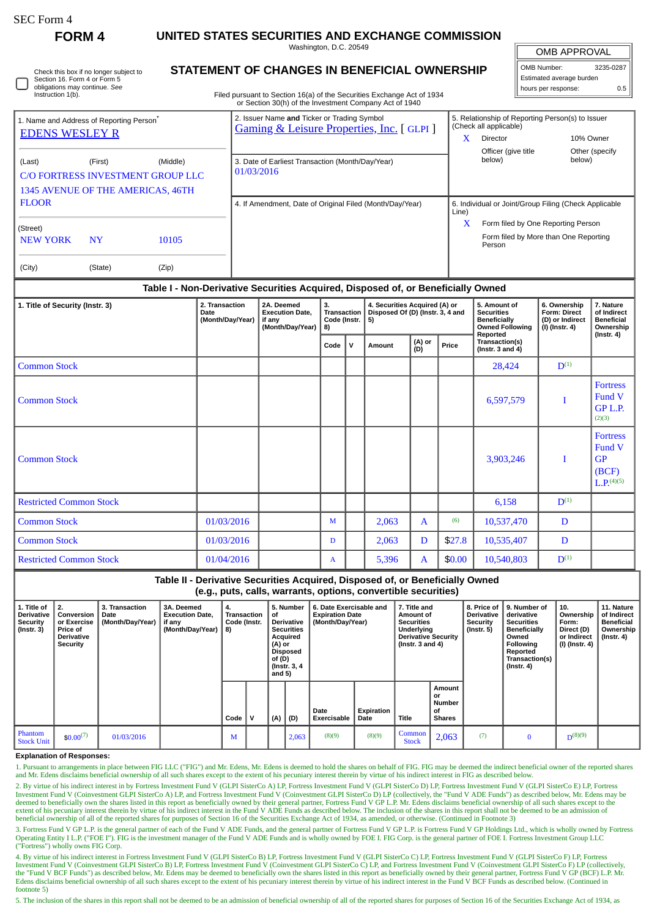SEC Form 4

**FORM 4**

# UNITED STATES SECURITIES AND EXCHANGE COMMISSION

Washington, D.C. 20549

## STATEMENT OF CHANGES IN BENEFICIAL OWNERSHIP

Filed pursuant to Section 16(a) of the Securities Exchange Act of 1934 or Section 30(h) of the Investment Company Act of 1940

| OMB APPROVAL | |
|---|---|
| OMB Number: | 3235-0287 |
| Estimated average burden | |
| hours per response: | 0.5 |

☐ Check this box if no longer subject to Section 16. Form 4 or Form 5 obligations may continue. *See* Instruction 1(b).

1. Name and Address of Reporting Person*
EDENS WESLEY R

(Last) (First) (Middle)
C/O FORTRESS INVESTMENT GROUP LLC
1345 AVENUE OF THE AMERICAS, 46TH FLOOR

(Street)
NEW YORK NY 10105

(City) (State) (Zip)

2. Issuer Name **and** Ticker or Trading Symbol
Gaming & Leisure Properties, Inc. [ GLPI ]

3. Date of Earliest Transaction (Month/Day/Year)
01/03/2016

4. If Amendment, Date of Original Filed (Month/Day/Year)

5. Relationship of Reporting Person(s) to Issuer (Check all applicable)
X Director
10% Owner
Officer (give title below)
Other (specify below)

6. Individual or Joint/Group Filing (Check Applicable Line)
X Form filed by One Reporting Person
Form filed by More than One Reporting Person

### Table I - Non-Derivative Securities Acquired, Disposed of, or Beneficially Owned

| 1. Title of Security (Instr. 3) | 2. Transaction Date (Month/Day/Year) | 2A. Deemed Execution Date, if any (Month/Day/Year) | 3. Transaction Code (Instr. 8) | | 4. Securities Acquired (A) or Disposed Of (D) (Instr. 3, 4 and 5) | | | 5. Amount of Securities Beneficially Owned Following Reported Transaction(s) (Instr. 3 and 4) | 6. Ownership Form: Direct (D) or Indirect (I) (Instr. 4) | 7. Nature of Indirect Beneficial Ownership (Instr. 4) |
|---|---|---|---|---|---|---|---|---|---|---|
| | | | Code | V | Amount | (A) or (D) | Price | | | |
| Common Stock | | | | | | | | 28,424 | D[1] | |
| Common Stock | | | | | | | | 6,597,579 | I | Fortress Fund V GP L.P.[2][3] |
| Common Stock | | | | | | | | 3,903,246 | I | Fortress Fund V GP (BCF) L.P.[4][5] |
| Restricted Common Stock | | | | | | | | 6,158 | D[1] | |
| Common Stock | 01/03/2016 | | M | | 2,063 | A | [6] | 10,537,470 | D | |
| Common Stock | 01/03/2016 | | D | | 2,063 | D | $27.8 | 10,535,407 | D | |
| Restricted Common Stock | 01/04/2016 | | A | | 5,396 | A | $0.00 | 10,540,803 | D[1] | |

### Table II - Derivative Securities Acquired, Disposed of, or Beneficially Owned (e.g., puts, calls, warrants, options, convertible securities)

| 1. Title of Derivative Security (Instr. 3) | 2. Conversion or Exercise Price of Derivative Security | 3. Transaction Date (Month/Day/Year) | 3A. Deemed Execution Date, if any (Month/Day/Year) | 4. Transaction Code (Instr. 8) | | 5. Number of Derivative Securities Acquired (A) or Disposed of (D) (Instr. 3, 4 and 5) | | 6. Date Exercisable and Expiration Date (Month/Day/Year) | | 7. Title and Amount of Securities Underlying Derivative Security (Instr. 3 and 4) | | 8. Price of Derivative Security (Instr. 5) | 9. Number of derivative Securities Beneficially Owned Following Reported Transaction(s) (Instr. 4) | 10. Ownership Form: Direct (D) or Indirect (I) (Instr. 4) | 11. Nature of Indirect Beneficial Ownership (Instr. 4) |
|---|---|---|---|---|---|---|---|---|---|---|---|---|---|---|---|
| | | | | Code | V | (A) | (D) | Date Exercisable | Expiration Date | Title | Amount or Number of Shares | | | | |
| Phantom Stock Unit | $0.00[7] | 01/03/2016 | | M | | | 2,063 | [8][9] | [8][9] | Common Stock | 2,063 | [7] | 0 | D[8][9] | |

**Explanation of Responses:**

1. Pursuant to arrangements in place between FIG LLC ("FIG") and Mr. Edens, Mr. Edens is deemed to hold the shares on behalf of FIG. FIG may be deemed the indirect beneficial owner of the reported shares and Mr. Edens disclaims beneficial ownership of all such shares except to the extent of his pecuniary interest therein by virtue of his indirect interest in FIG as described below.

2. By virtue of his indirect interest in by Fortress Investment Fund V (GLPI SisterCo A) LP, Fortress Investment Fund V (GLPI SisterCo D) LP, Fortress Investment Fund V (GLPI SisterCo E) LP, Fortress Investment Fund V (Coinvestment GLPI SisterCo A) LP, and Fortress Investment Fund V (Coinvestment GLPI SisterCo D) LP (collectively, the "Fund V ADE Funds") as described below, Mr. Edens may be deemed to beneficially own the shares listed in this report as beneficially owned by their general partner, Fortress Fund V GP L.P. Mr. Edens disclaims beneficial ownership of all such shares except to the extent of his pecuniary interest therein by virtue of his indirect interest in the Fund V ADE Funds as described below. The inclusion of the shares in this report shall not be deemed to be an admission of beneficial ownership of all of the reported shares for purposes of Section 16 of the Securities Exchange Act of 1934, as amended, or otherwise. (Continued in Footnote 3)

3. Fortress Fund V GP L.P. is the general partner of each of the Fund V ADE Funds, and the general partner of Fortress Fund V GP L.P. is Fortress Fund V GP Holdings Ltd., which is wholly owned by Fortress Operating Entity I L.P. ("FOE I"). FIG is the investment manager of the Fund V ADE Funds and is wholly owned by FOE I. FIG Corp. is the general partner of FOE I. Fortress Investment Group LLC ("Fortress") wholly owns FIG Corp.

4. By virtue of his indirect interest in Fortress Investment Fund V (GLPI SisterCo B) LP, Fortress Investment Fund V (GLPI SisterCo C) LP, Fortress Investment Fund V (GLPI SisterCo F) LP, Fortress Investment Fund V (Coinvestment GLPI SisterCo B) LP, Fortress Investment Fund V (Coinvestment GLPI SisterCo C) LP, and Fortress Investment Fund V (Coinvestment GLPI SisterCo F) LP (collectively, the "Fund V BCF Funds") as described below, Mr. Edens may be deemed to beneficially own the shares listed in this report as beneficially owned by their general partner, Fortress Fund V GP (BCF) L.P. Mr. Edens disclaims beneficial ownership of all such shares except to the extent of his pecuniary interest therein by virtue of his indirect interest in the Fund V BCF Funds as described below. (Continued in footnote 5)

5. The inclusion of the shares in this report shall not be deemed to be an admission of beneficial ownership of all of the reported shares for purposes of Section 16 of the Securities Exchange Act of 1934, as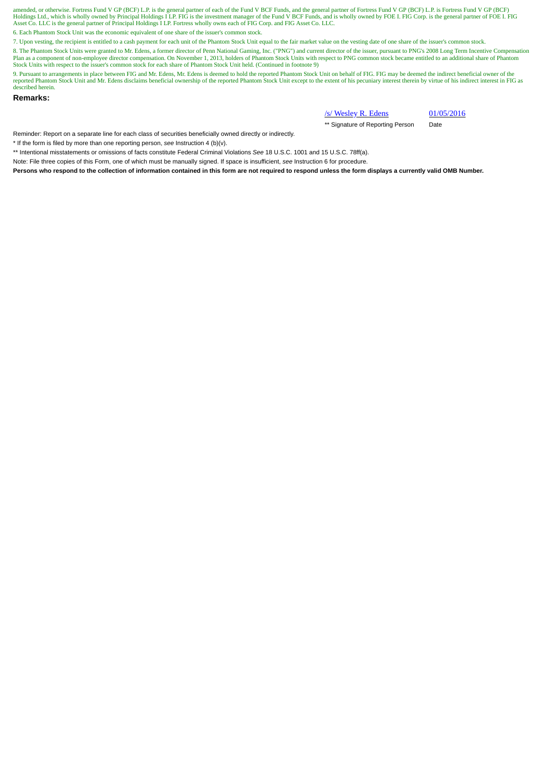amended, or otherwise. Fortress Fund V GP (BCF) L.P. is the general partner of each of the Fund V BCF Funds, and the general partner of Fortress Fund V GP (BCF) L.P. is Fortress Fund V GP (BCF) Holdings Ltd., which is wholly owned by Principal Holdings I LP. FIG is the investment manager of the Fund V BCF Funds, and is wholly owned by FOE I. FIG Corp. is the general partner of FOE I. FIG Asset Co. LLC is the general partner of Principal Holdings I LP. Fortress wholly owns each of FIG Corp. and FIG Asset Co. LLC.

6. Each Phantom Stock Unit was the economic equivalent of one share of the issuer's common stock.

7. Upon vesting, the recipient is entitled to a cash payment for each unit of the Phantom Stock Unit equal to the fair market value on the vesting date of one share of the issuer's common stock.

8. The Phantom Stock Units were granted to Mr. Edens, a former director of Penn National Gaming, Inc. ("PNG") and current director of the issuer, pursuant to PNG's 2008 Long Term Incentive Compensation Plan as a component of non-employee director compensation. On November 1, 2013, holders of Phantom Stock Units with respect to PNG common stock became entitled to an additional share of Phantom Stock Units with respect to the issuer's common stock for each share of Phantom Stock Unit held. (Continued in footnote 9)

9. Pursuant to arrangements in place between FIG and Mr. Edens, Mr. Edens is deemed to hold the reported Phantom Stock Unit on behalf of FIG. FIG may be deemed the indirect beneficial owner of the reported Phantom Stock Unit and Mr. Edens disclaims beneficial ownership of the reported Phantom Stock Unit except to the extent of his pecuniary interest therein by virtue of his indirect interest in FIG as described herein.

**Remarks:**

| | |
|---|---|
| /s/ Wesley R. Edens | 01/05/2016 |
| ** Signature of Reporting Person | Date |

Reminder: Report on a separate line for each class of securities beneficially owned directly or indirectly.

* If the form is filed by more than one reporting person, *see* Instruction 4 (b)(v).

** Intentional misstatements or omissions of facts constitute Federal Criminal Violations *See* 18 U.S.C. 1001 and 15 U.S.C. 78ff(a).

Note: File three copies of this Form, one of which must be manually signed. If space is insufficient, *see* Instruction 6 for procedure.

**Persons who respond to the collection of information contained in this form are not required to respond unless the form displays a currently valid OMB Number.**